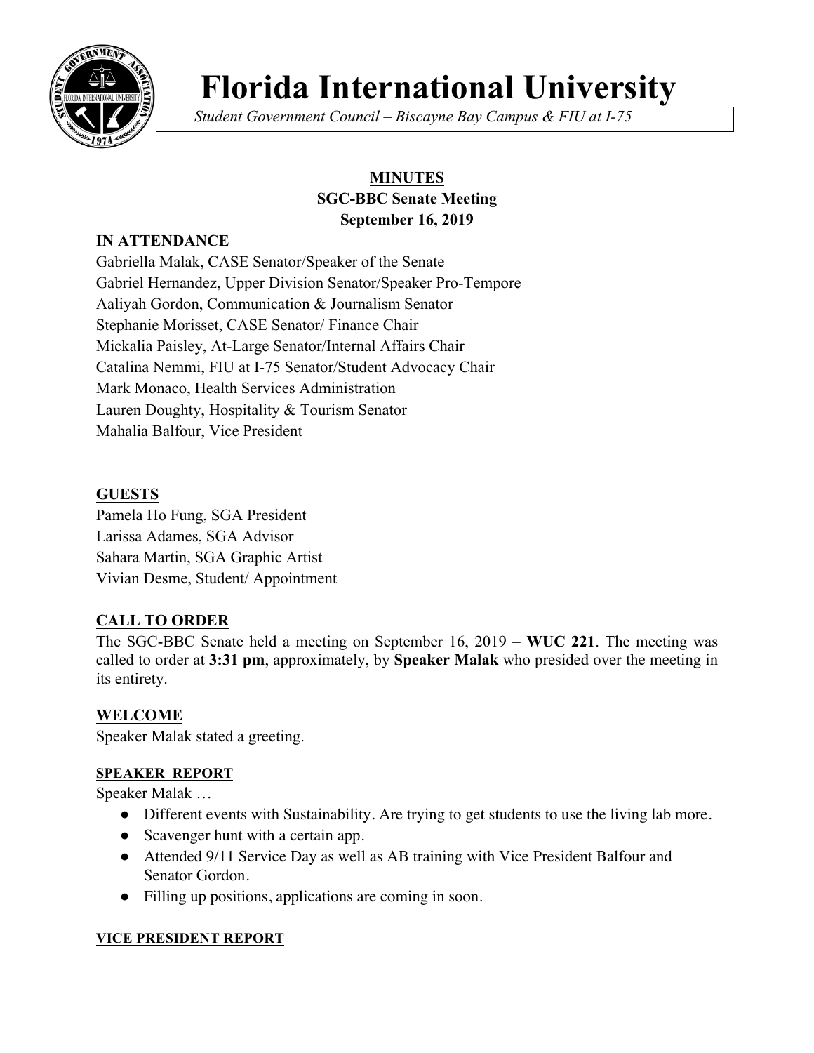# Florida International University

*Student Government Council – Biscayne Bay Campus & FIU at I-75*

## MINUTES
## SGC-BBC Senate Meeting
## September 16, 2019

### IN ATTENDANCE

Gabriella Malak, CASE Senator/Speaker of the Senate
Gabriel Hernandez, Upper Division Senator/Speaker Pro-Tempore
Aaliyah Gordon, Communication & Journalism Senator
Stephanie Morisset, CASE Senator/ Finance Chair
Mickalia Paisley, At-Large Senator/Internal Affairs Chair
Catalina Nemmi, FIU at I-75 Senator/Student Advocacy Chair
Mark Monaco, Health Services Administration
Lauren Doughty, Hospitality & Tourism Senator
Mahalia Balfour, Vice President

### GUESTS

Pamela Ho Fung, SGA President
Larissa Adames, SGA Advisor
Sahara Martin, SGA Graphic Artist
Vivian Desme, Student/ Appointment

### CALL TO ORDER

The SGC-BBC Senate held a meeting on September 16, 2019 – **WUC 221**. The meeting was called to order at **3:31 pm**, approximately, by **Speaker Malak** who presided over the meeting in its entirety.

### WELCOME

Speaker Malak stated a greeting.

#### SPEAKER REPORT

Speaker Malak …

- Different events with Sustainability. Are trying to get students to use the living lab more.
- Scavenger hunt with a certain app.
- Attended 9/11 Service Day as well as AB training with Vice President Balfour and Senator Gordon.
- Filling up positions, applications are coming in soon.

#### VICE PRESIDENT REPORT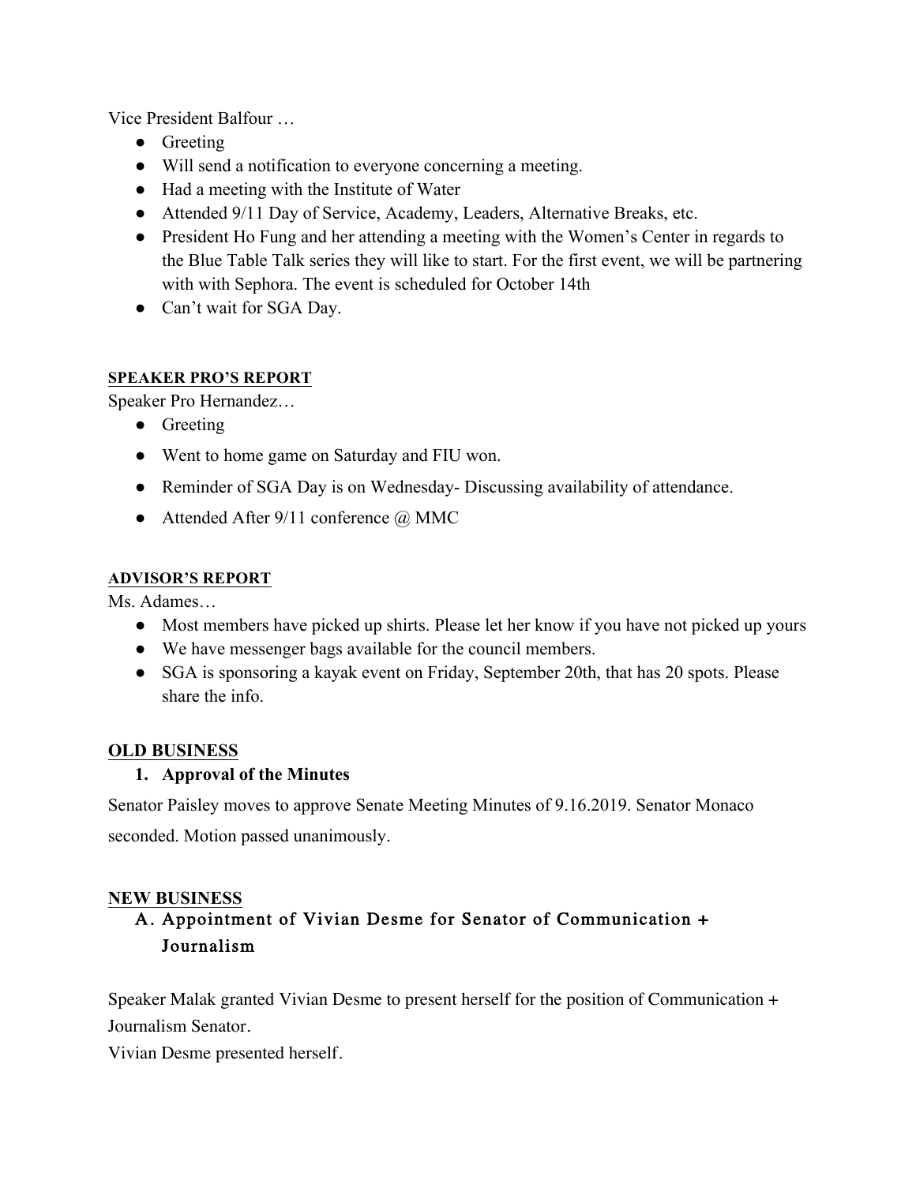Vice President Balfour …

- Greeting
- Will send a notification to everyone concerning a meeting.
- Had a meeting with the Institute of Water
- Attended 9/11 Day of Service, Academy, Leaders, Alternative Breaks, etc.
- President Ho Fung and her attending a meeting with the Women's Center in regards to the Blue Table Talk series they will like to start. For the first event, we will be partnering with with Sephora. The event is scheduled for October 14th
- Can't wait for SGA Day.

## SPEAKER PRO'S REPORT

Speaker Pro Hernandez…

- Greeting
- Went to home game on Saturday and FIU won.
- Reminder of SGA Day is on Wednesday- Discussing availability of attendance.
- Attended After 9/11 conference @ MMC

## ADVISOR'S REPORT

Ms. Adames…

- Most members have picked up shirts. Please let her know if you have not picked up yours
- We have messenger bags available for the council members.
- SGA is sponsoring a kayak event on Friday, September 20th, that has 20 spots. Please share the info.

## OLD BUSINESS

1. **Approval of the Minutes**

Senator Paisley moves to approve Senate Meeting Minutes of 9.16.2019. Senator Monaco seconded. Motion passed unanimously.

## NEW BUSINESS

### A. Appointment of Vivian Desme for Senator of Communication + Journalism

Speaker Malak granted Vivian Desme to present herself for the position of Communication + Journalism Senator.

Vivian Desme presented herself.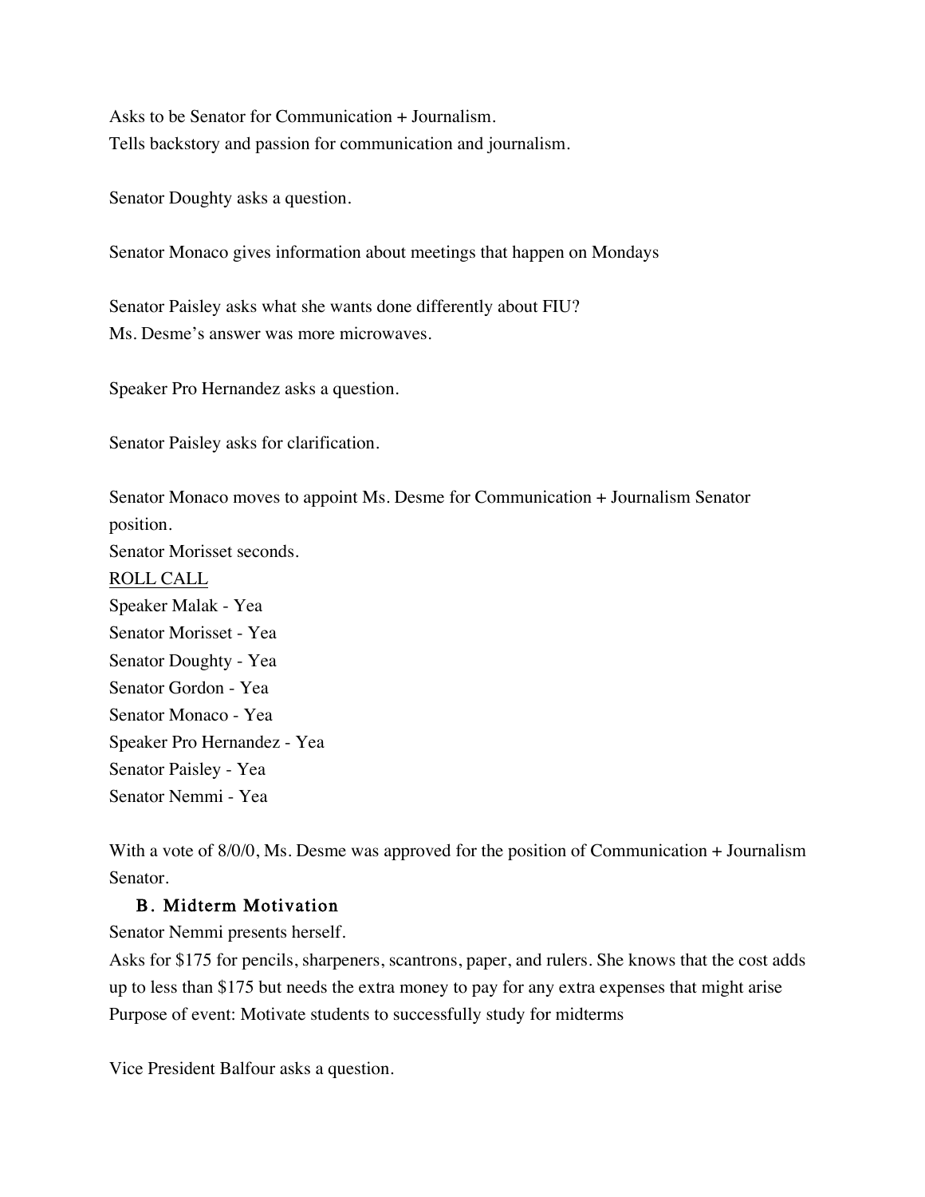Asks to be Senator for Communication + Journalism.
Tells backstory and passion for communication and journalism.

Senator Doughty asks a question.

Senator Monaco gives information about meetings that happen on Mondays

Senator Paisley asks what she wants done differently about FIU?
Ms. Desme's answer was more microwaves.

Speaker Pro Hernandez asks a question.

Senator Paisley asks for clarification.

Senator Monaco moves to appoint Ms. Desme for Communication + Journalism Senator position.
Senator Morisset seconds.
<u>ROLL CALL</u>
Speaker Malak - Yea
Senator Morisset - Yea
Senator Doughty - Yea
Senator Gordon - Yea
Senator Monaco - Yea
Speaker Pro Hernandez - Yea
Senator Paisley - Yea
Senator Nemmi - Yea

With a vote of 8/0/0, Ms. Desme was approved for the position of Communication + Journalism Senator.

### B. Midterm Motivation

Senator Nemmi presents herself.
Asks for $175 for pencils, sharpeners, scantrons, paper, and rulers. She knows that the cost adds up to less than $175 but needs the extra money to pay for any extra expenses that might arise
Purpose of event: Motivate students to successfully study for midterms

Vice President Balfour asks a question.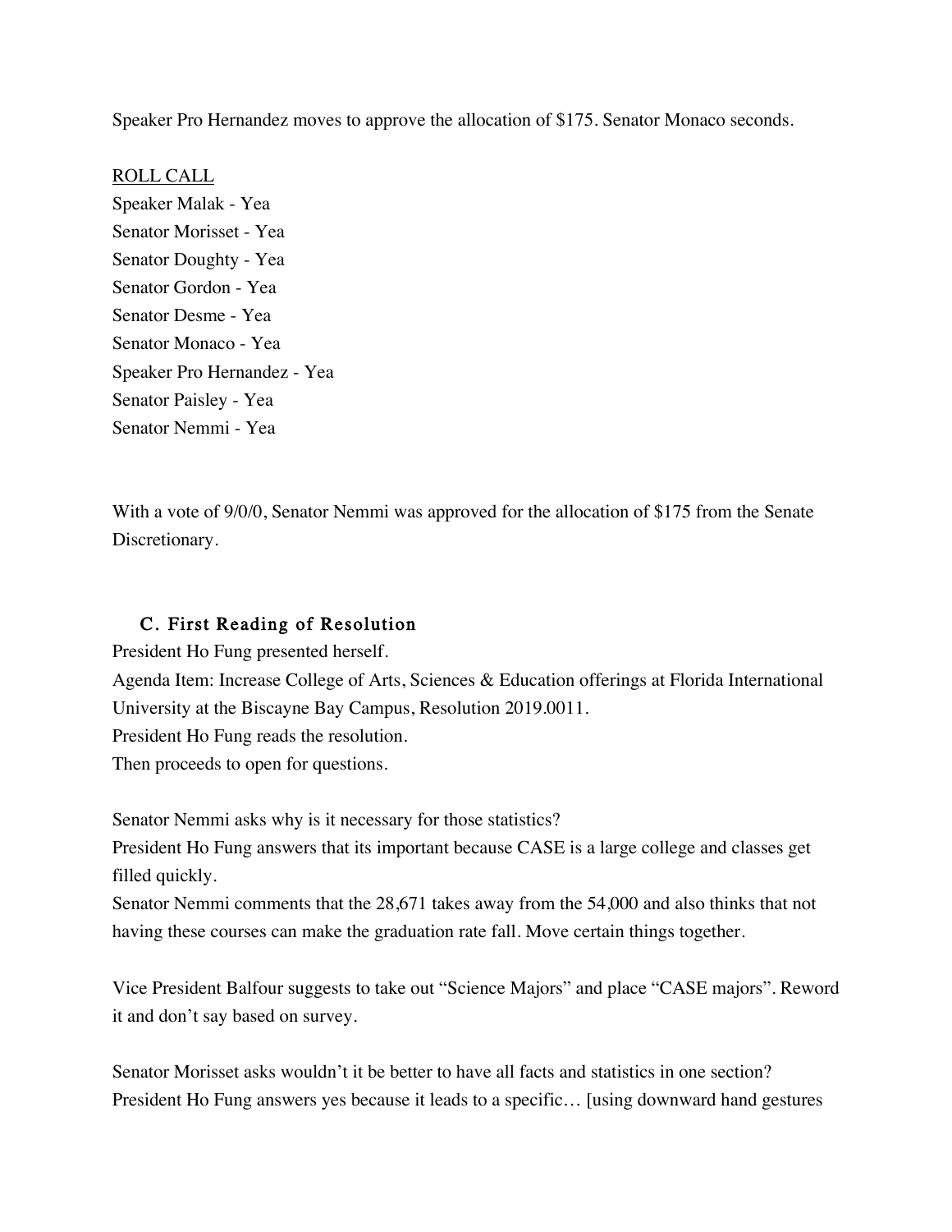Speaker Pro Hernandez moves to approve the allocation of $175. Senator Monaco seconds.

ROLL CALL
Speaker Malak - Yea
Senator Morisset - Yea
Senator Doughty - Yea
Senator Gordon - Yea
Senator Desme - Yea
Senator Monaco - Yea
Speaker Pro Hernandez - Yea
Senator Paisley - Yea
Senator Nemmi - Yea

With a vote of 9/0/0, Senator Nemmi was approved for the allocation of $175 from the Senate Discretionary.

### C. First Reading of Resolution

President Ho Fung presented herself.
Agenda Item: Increase College of Arts, Sciences & Education offerings at Florida International University at the Biscayne Bay Campus, Resolution 2019.0011.
President Ho Fung reads the resolution.
Then proceeds to open for questions.

Senator Nemmi asks why is it necessary for those statistics?
President Ho Fung answers that its important because CASE is a large college and classes get filled quickly.
Senator Nemmi comments that the 28,671 takes away from the 54,000 and also thinks that not having these courses can make the graduation rate fall. Move certain things together.

Vice President Balfour suggests to take out "Science Majors" and place "CASE majors". Reword it and don't say based on survey.

Senator Morisset asks wouldn't it be better to have all facts and statistics in one section?
President Ho Fung answers yes because it leads to a specific… [using downward hand gestures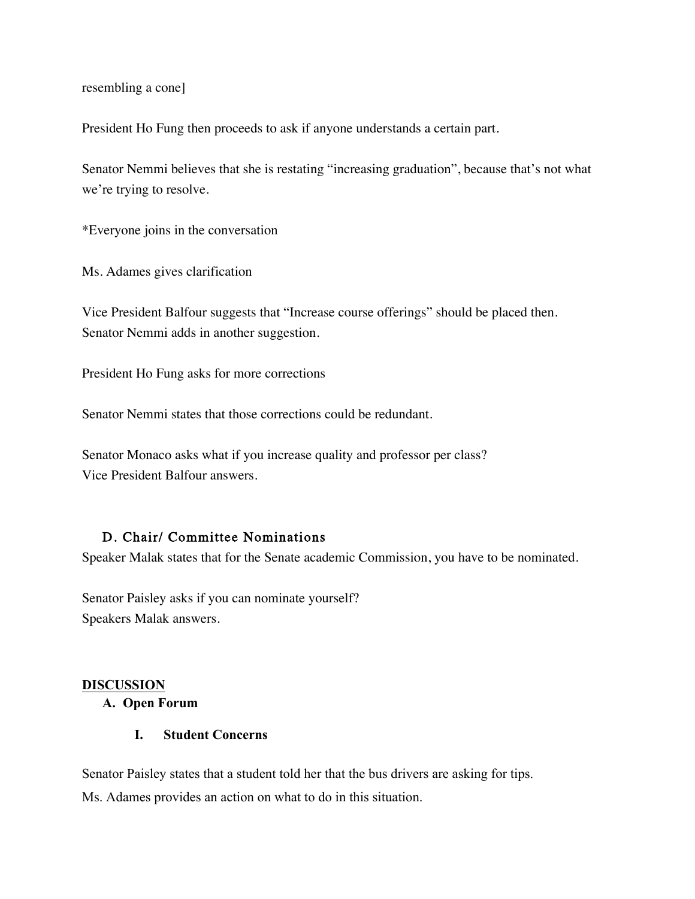resembling a cone]

President Ho Fung then proceeds to ask if anyone understands a certain part.

Senator Nemmi believes that she is restating "increasing graduation", because that's not what we're trying to resolve.

*Everyone joins in the conversation

Ms. Adames gives clarification

Vice President Balfour suggests that "Increase course offerings" should be placed then.
Senator Nemmi adds in another suggestion.

President Ho Fung asks for more corrections

Senator Nemmi states that those corrections could be redundant.

Senator Monaco asks what if you increase quality and professor per class?
Vice President Balfour answers.

### D. Chair/ Committee Nominations

Speaker Malak states that for the Senate academic Commission, you have to be nominated.

Senator Paisley asks if you can nominate yourself?
Speakers Malak answers.

## DISCUSSION

### A. Open Forum

#### I. Student Concerns

Senator Paisley states that a student told her that the bus drivers are asking for tips.
Ms. Adames provides an action on what to do in this situation.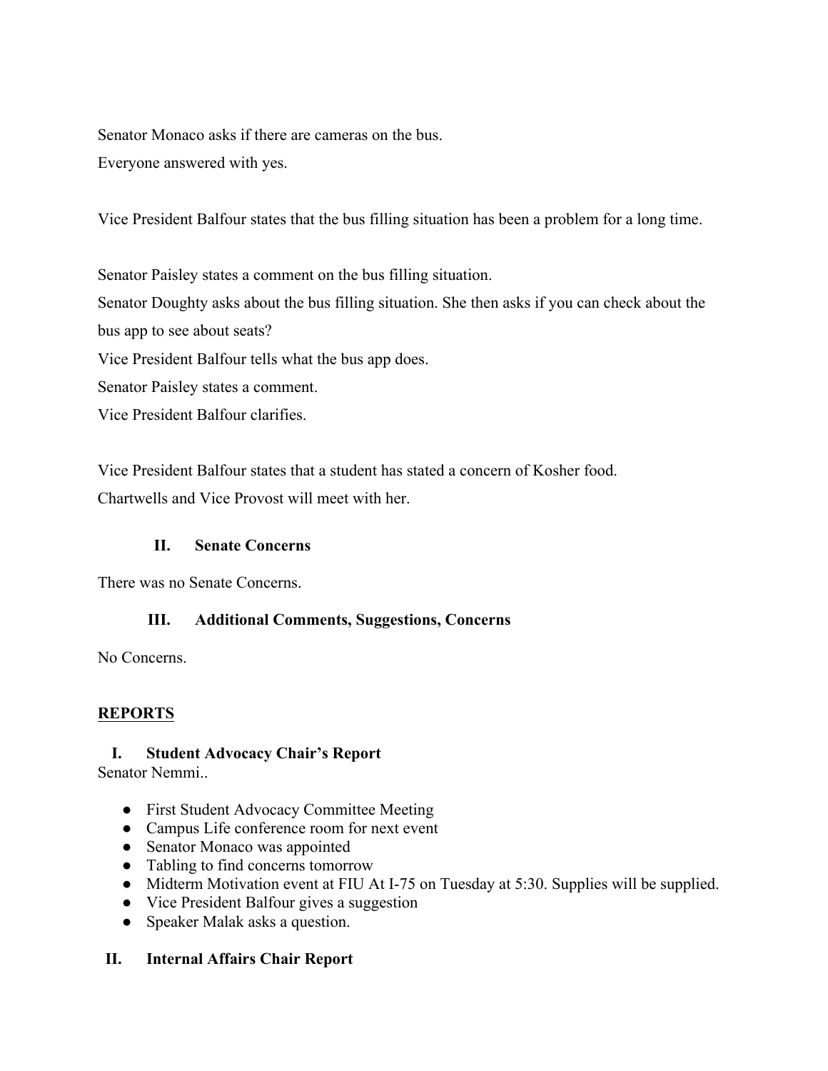Senator Monaco asks if there are cameras on the bus.

Everyone answered with yes.

Vice President Balfour states that the bus filling situation has been a problem for a long time.

Senator Paisley states a comment on the bus filling situation.

Senator Doughty asks about the bus filling situation. She then asks if you can check about the bus app to see about seats?

Vice President Balfour tells what the bus app does.

Senator Paisley states a comment.

Vice President Balfour clarifies.

Vice President Balfour states that a student has stated a concern of Kosher food.

Chartwells and Vice Provost will meet with her.

### II. Senate Concerns

There was no Senate Concerns.

### III. Additional Comments, Suggestions, Concerns

No Concerns.

## REPORTS

### I. Student Advocacy Chair's Report

Senator Nemmi..

- First Student Advocacy Committee Meeting
- Campus Life conference room for next event
- Senator Monaco was appointed
- Tabling to find concerns tomorrow
- Midterm Motivation event at FIU At I-75 on Tuesday at 5:30. Supplies will be supplied.
- Vice President Balfour gives a suggestion
- Speaker Malak asks a question.

### II. Internal Affairs Chair Report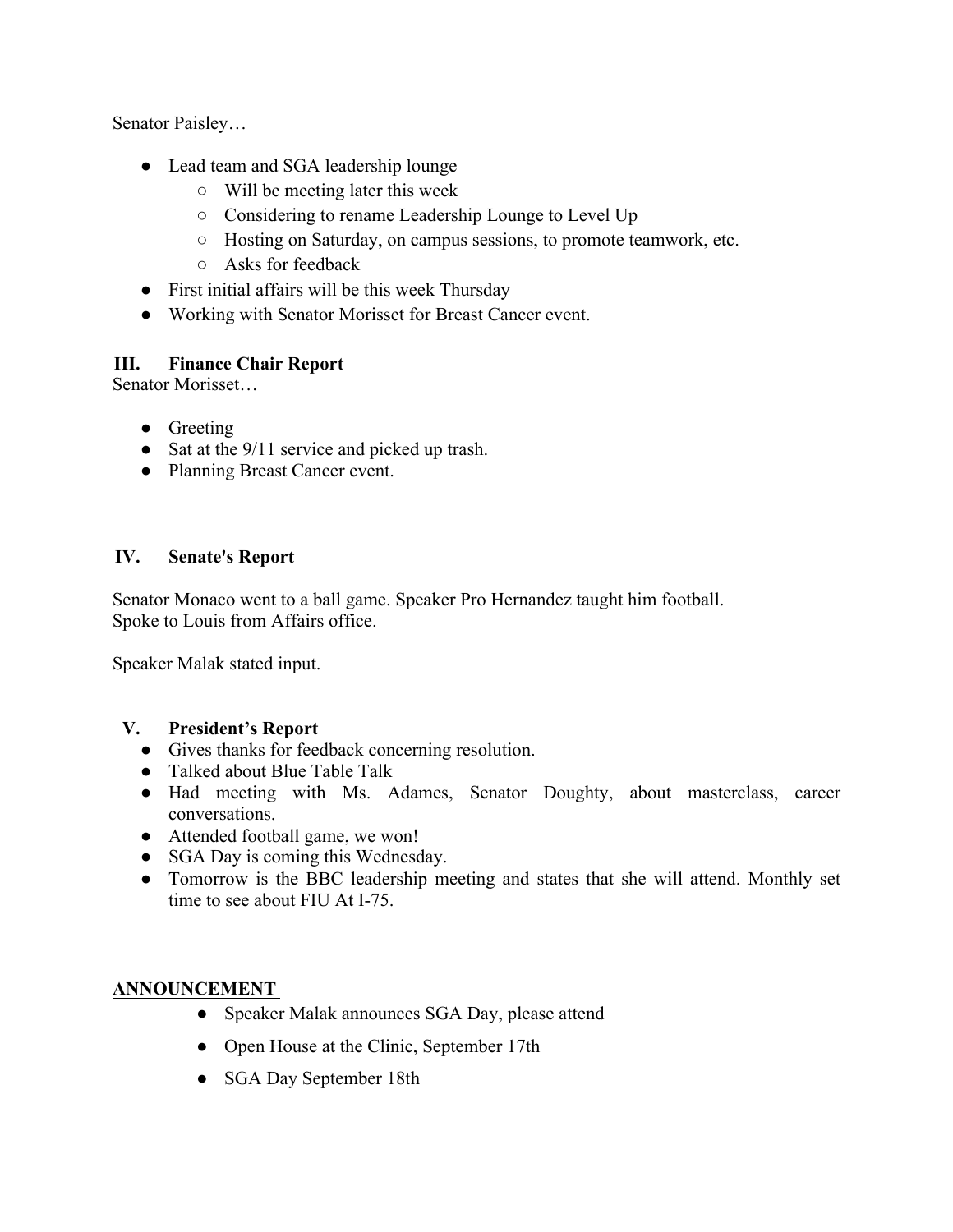Senator Paisley…

- Lead team and SGA leadership lounge
    - Will be meeting later this week
    - Considering to rename Leadership Lounge to Level Up
    - Hosting on Saturday, on campus sessions, to promote teamwork, etc.
    - Asks for feedback
- First initial affairs will be this week Thursday
- Working with Senator Morisset for Breast Cancer event.

## III. Finance Chair Report

Senator Morisset…

- Greeting
- Sat at the 9/11 service and picked up trash.
- Planning Breast Cancer event.

## IV. Senate's Report

Senator Monaco went to a ball game. Speaker Pro Hernandez taught him football.
Spoke to Louis from Affairs office.

Speaker Malak stated input.

## V. President's Report

- Gives thanks for feedback concerning resolution.
- Talked about Blue Table Talk
- Had meeting with Ms. Adames, Senator Doughty, about masterclass, career conversations.
- Attended football game, we won!
- SGA Day is coming this Wednesday.
- Tomorrow is the BBC leadership meeting and states that she will attend. Monthly set time to see about FIU At I-75.

**ANNOUNCEMENT**

- Speaker Malak announces SGA Day, please attend
- Open House at the Clinic, September 17th
- SGA Day September 18th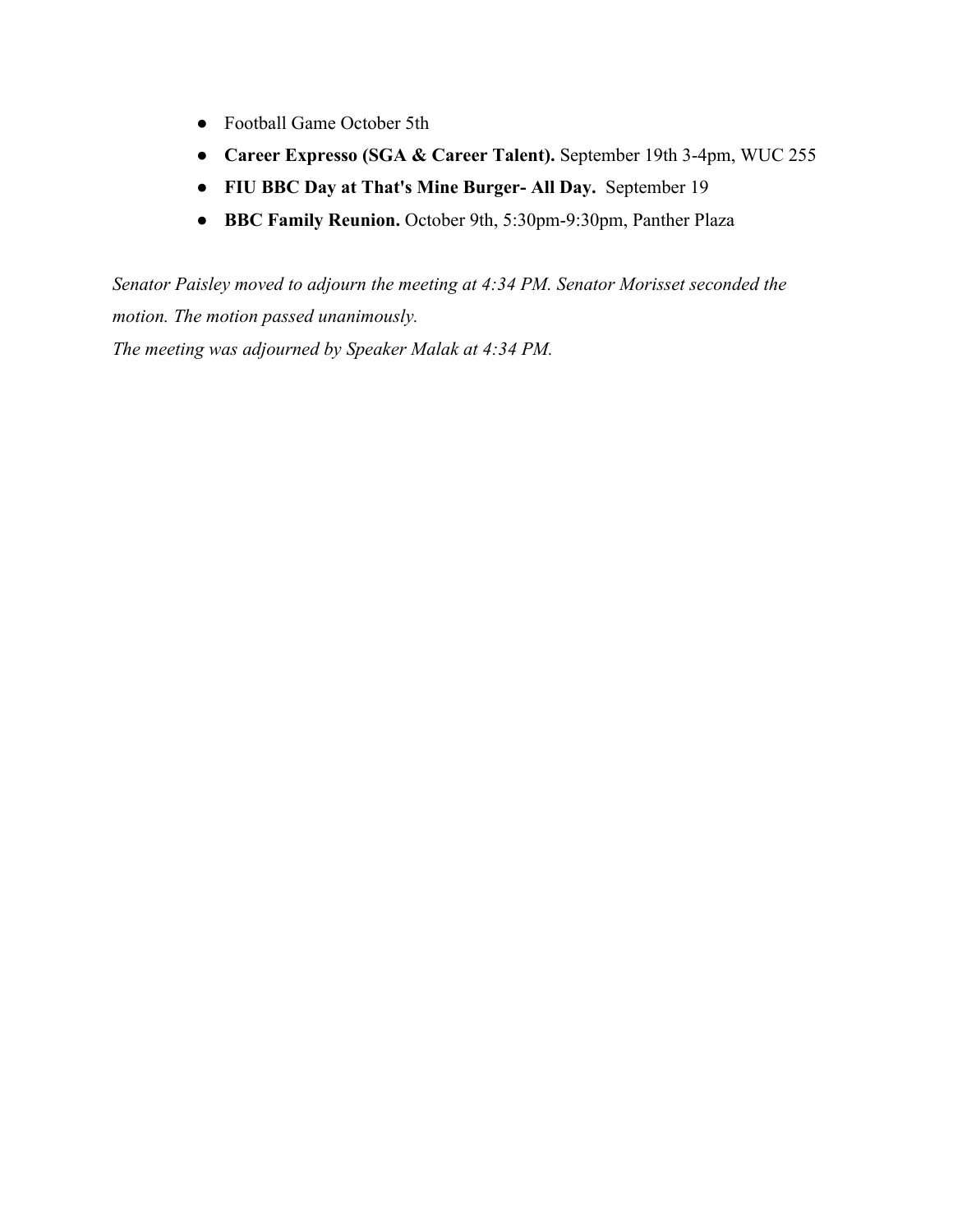- Football Game October 5th
- **Career Expresso (SGA & Career Talent).** September 19th 3-4pm, WUC 255
- **FIU BBC Day at That's Mine Burger- All Day.** September 19
- **BBC Family Reunion.** October 9th, 5:30pm-9:30pm, Panther Plaza

*Senator Paisley moved to adjourn the meeting at 4:34 PM. Senator Morisset seconded the motion. The motion passed unanimously.*

*The meeting was adjourned by Speaker Malak at 4:34 PM.*